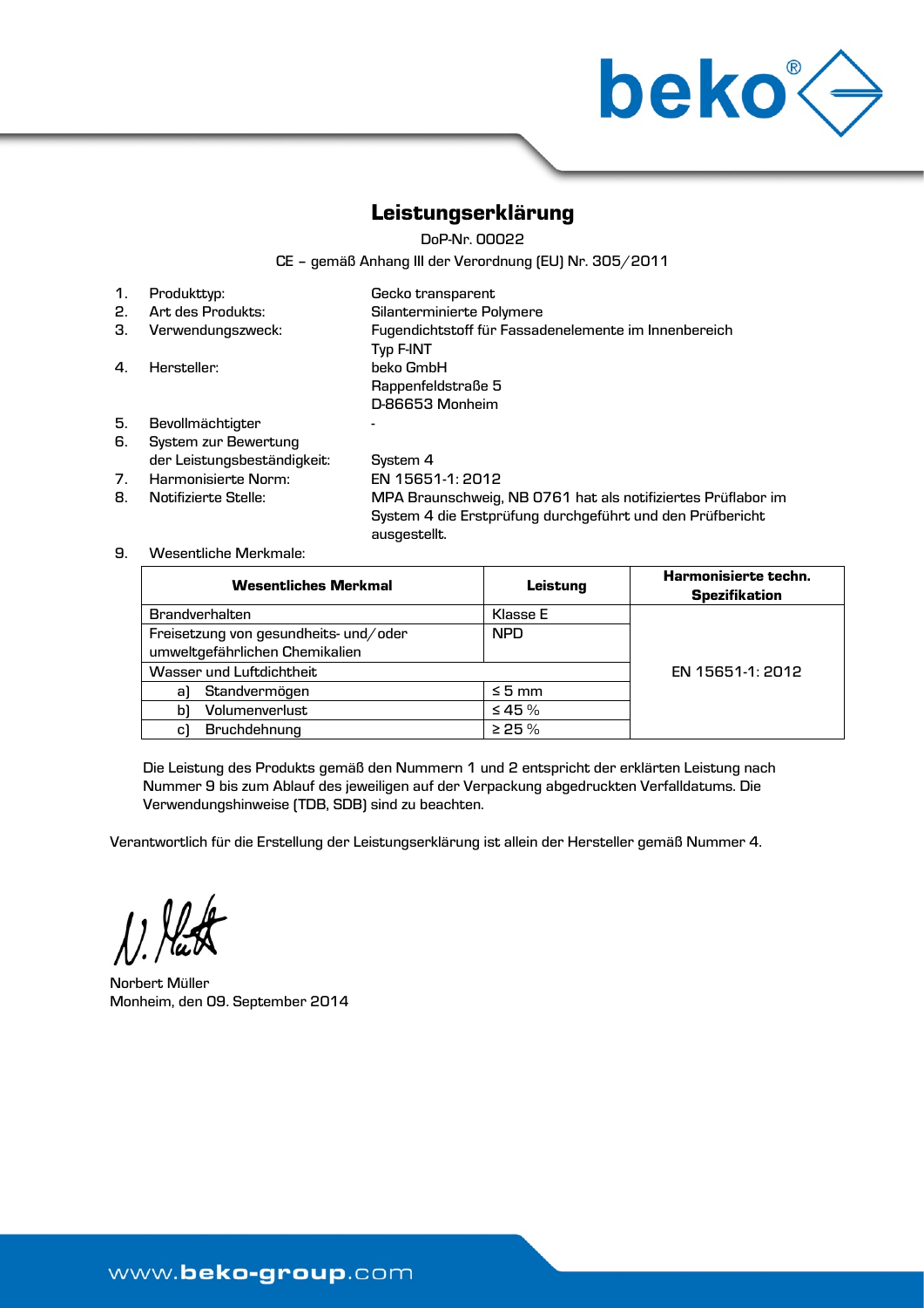# Leistungserklärung

DoP-Nr. 00022

CE – gemäß Anhang III der Verordnung (EU) Nr. 305/2011

1. Produkttyp: Gecko transparent
2. Art des Produkts: Silanterminierte Polymere
3. Verwendungszweck: Fugendichtstoff für Fassadenelemente im Innenbereich Typ F-INT
4. Hersteller: beko GmbH, Rappenfeldstraße 5, D-86653 Monheim
5. Bevollmächtigter: -
6. System zur Bewertung der Leistungsbeständigkeit: System 4
7. Harmonisierte Norm: EN 15651-1: 2012
8. Notifizierte Stelle: MPA Braunschweig, NB 0761 hat als notifiziertes Prüflabor im System 4 die Erstprüfung durchgeführt und den Prüfbericht ausgestellt.
9. Wesentliche Merkmale:

| Wesentliches Merkmal | Leistung | Harmonisierte techn. Spezifikation |
|---|---|---|
| Brandverhalten | Klasse E | EN 15651-1: 2012 |
| Freisetzung von gesundheits- und/oder umweltgefährlichen Chemikalien | NPD | |
| Wasser und Luftdichtheit | | |
| a) Standvermögen | ≤ 5 mm | |
| b) Volumenverlust | ≤ 45 % | |
| c) Bruchdehnung | ≥ 25 % | |

Die Leistung des Produkts gemäß den Nummern 1 und 2 entspricht der erklärten Leistung nach Nummer 9 bis zum Ablauf des jeweiligen auf der Verpackung abgedruckten Verfalldatums. Die Verwendungshinweise (TDB, SDB) sind zu beachten.

Verantwortlich für die Erstellung der Leistungserklärung ist allein der Hersteller gemäß Nummer 4.

Norbert Müller
Monheim, den 09. September 2014

www.beko-group.com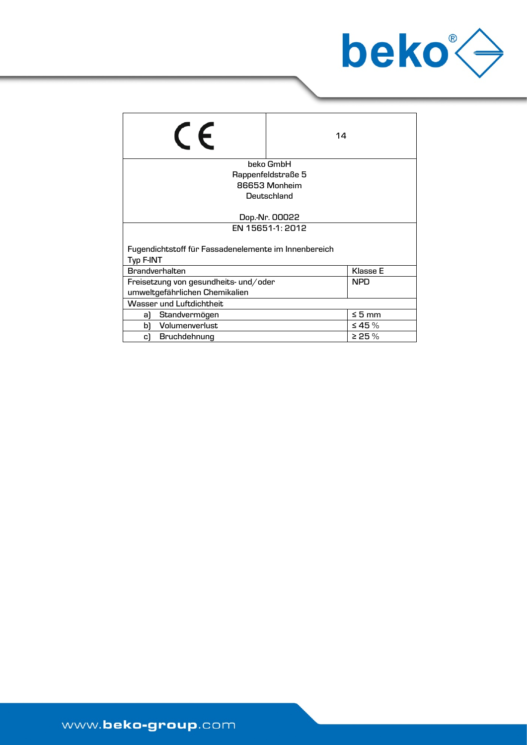| CE | 14 |
|---|---|
| beko GmbH<br>Rappenfeldstraße 5<br>86653 Monheim<br>Deutschland<br><br>Dop.-Nr. 00022 | |
| EN 15651-1: 2012<br><br>Fugendichtstoff für Fassadenelemente im Innenbereich<br>Typ F-INT | |
| Brandverhalten | Klasse E |
| Freisetzung von gesundheits- und/oder umweltgefährlichen Chemikalien | NPD |
| Wasser und Luftdichtheit | |
| a) Standvermögen | ≤ 5 mm |
| b) Volumenverlust | ≤ 45 % |
| c) Bruchdehnung | ≥ 25 % |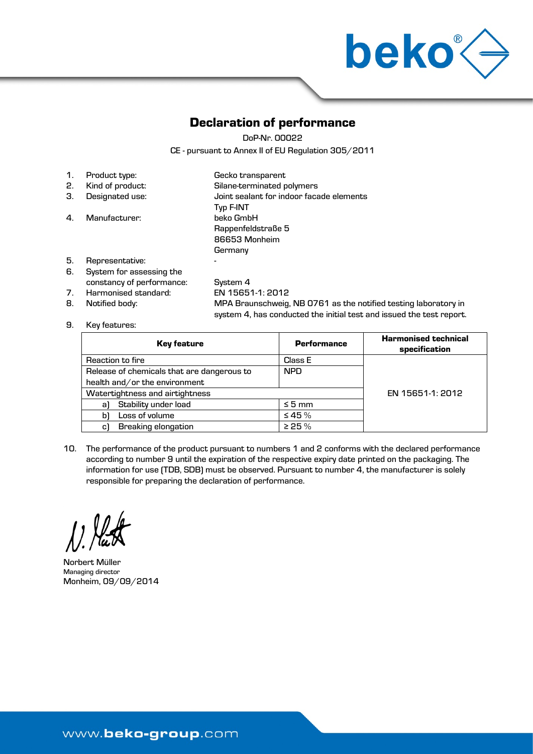# Declaration of performance

DoP-Nr. 00022

CE - pursuant to Annex II of EU Regulation 305/2011

1. Product type: Gecko transparent
2. Kind of product: Silane-terminated polymers
3. Designated use: Joint sealant for indoor facade elements Typ F-INT
4. Manufacturer: beko GmbH
   Rappenfeldstraße 5
   86653 Monheim
   Germany
5. Representative: -
6. System for assessing the constancy of performance: System 4
7. Harmonised standard: EN 15651-1: 2012
8. Notified body: MPA Braunschweig, NB 0761 as the notified testing laboratory in system 4, has conducted the initial test and issued the test report.
9. Key features:

| Key feature | Performance | Harmonised technical specification |
|---|---|---|
| Reaction to fire | Class E | EN 15651-1: 2012 |
| Release of chemicals that are dangerous to health and/or the environment | NPD | |
| Watertightness and airtightness | | |
| a) Stability under load | ≤ 5 mm | |
| b) Loss of volume | ≤ 45 % | |
| c) Breaking elongation | ≥ 25 % | |

10. The performance of the product pursuant to numbers 1 and 2 conforms with the declared performance according to number 9 until the expiration of the respective expiry date printed on the packaging. The information for use (TDB, SDB) must be observed. Pursuant to number 4, the manufacturer is solely responsible for preparing the declaration of performance.

Norbert Müller
Managing director
Monheim, 09/09/2014

www.beko-group.com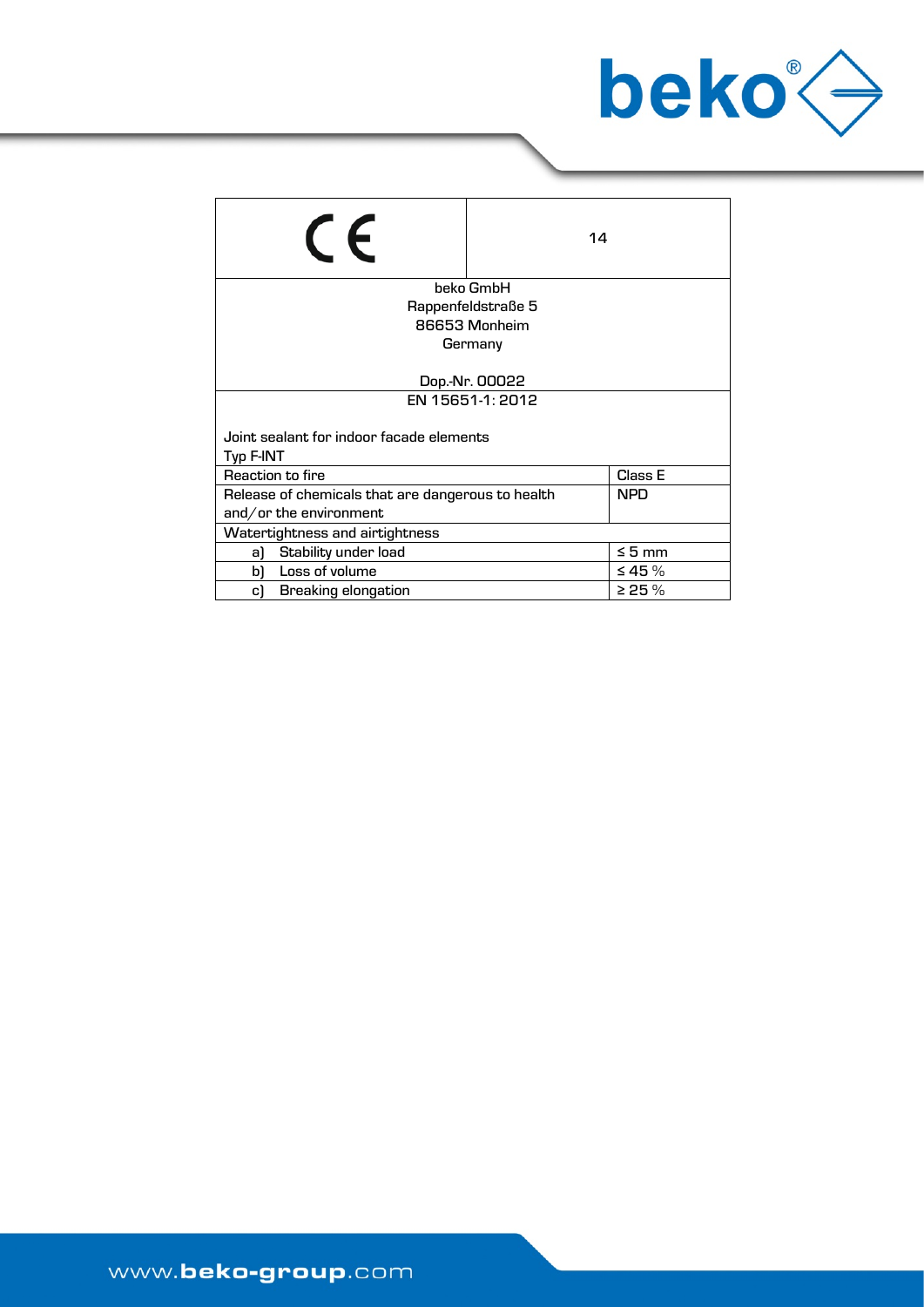| CE | 14 |
|---|---|
| beko GmbH<br>Rappenfeldstraße 5<br>86653 Monheim<br>Germany<br><br>Dop.-Nr. 00022 | |
| EN 15651-1: 2012<br><br>Joint sealant for indoor facade elements<br>Typ F-INT | |
| Reaction to fire | Class E |
| Release of chemicals that are dangerous to health and/or the environment | NPD |
| Watertightness and airtightness | |
| a) Stability under load | ≤ 5 mm |
| b) Loss of volume | ≤ 45 % |
| c) Breaking elongation | ≥ 25 % |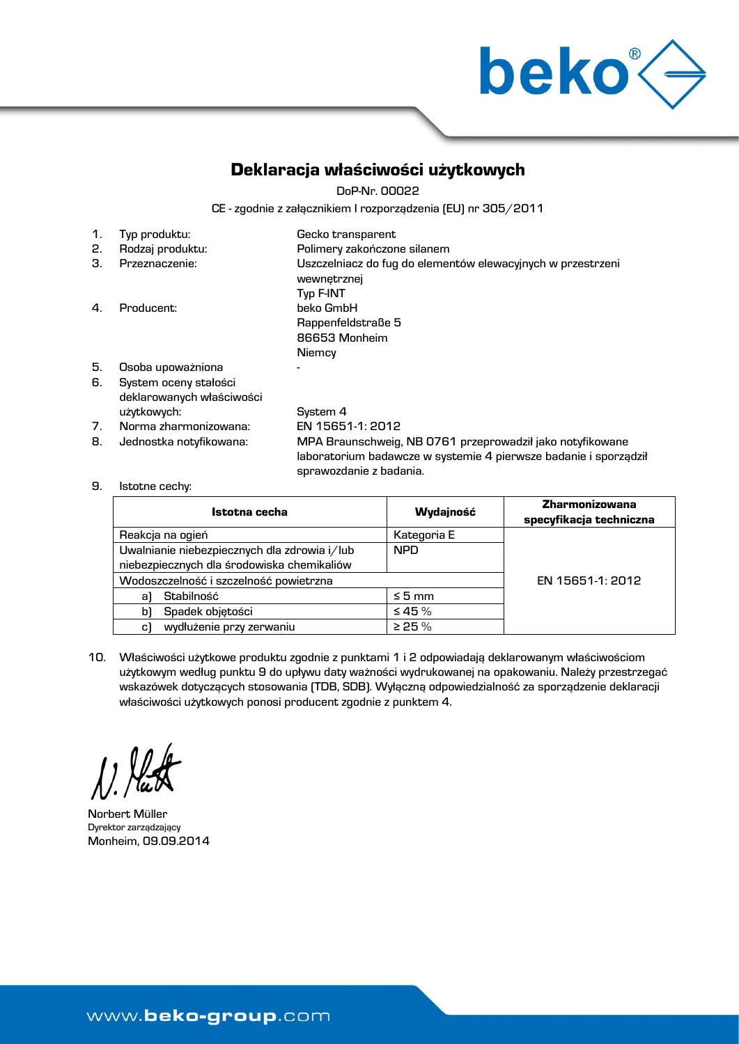# Deklaracja właściwości użytkowych

DoP-Nr. 00022

CE - zgodnie z załącznikiem I rozporządzenia (EU) nr 305/2011

| | | |
|---|---|---|
| 1. | Typ produktu: | Gecko transparent |
| 2. | Rodzaj produktu: | Polimery zakończone silanem |
| 3. | Przeznaczenie: | Uszczelniacz do fug do elementów elewacyjnych w przestrzeni wewnętrznej<br>Typ F-INT |
| 4. | Producent: | beko GmbH<br>Rappenfeldstraße 5<br>86653 Monheim<br>Niemcy |
| 5. | Osoba upoważniona | - |
| 6. | System oceny stałości deklarowanych właściwości użytkowych: | System 4 |
| 7. | Norma zharmonizowana: | EN 15651-1: 2012 |
| 8. | Jednostka notyfikowana: | MPA Braunschweig, NB 0761 przeprowadził jako notyfikowane laboratorium badawcze w systemie 4 pierwsze badanie i sporządził sprawozdanie z badania. |

9. Istotne cechy:

| Istotna cecha | Wydajność | Zharmonizowana specyfikacja techniczna |
|---|---|---|
| Reakcja na ogień | Kategoria E | EN 15651-1: 2012 |
| Uwalnianie niebezpiecznych dla zdrowia i/lub niebezpiecznych dla środowiska chemikaliów | NPD | |
| Wodoszczelność i szczelność powietrzna | | |
| a) Stabilność | ≤ 5 mm | |
| b) Spadek objętości | ≤ 45 % | |
| c) wydłużenie przy zerwaniu | ≥ 25 % | |

10. Właściwości użytkowe produktu zgodnie z punktami 1 i 2 odpowiadają deklarowanym właściwościom użytkowym według punktu 9 do upływu daty ważności wydrukowanej na opakowaniu. Należy przestrzegać wskazówek dotyczących stosowania (TDB, SDB). Wyłączną odpowiedzialność za sporządzenie deklaracji właściwości użytkowych ponosi producent zgodnie z punktem 4.

Norbert Müller
Dyrektor zarządzający
Monheim, 09.09.2014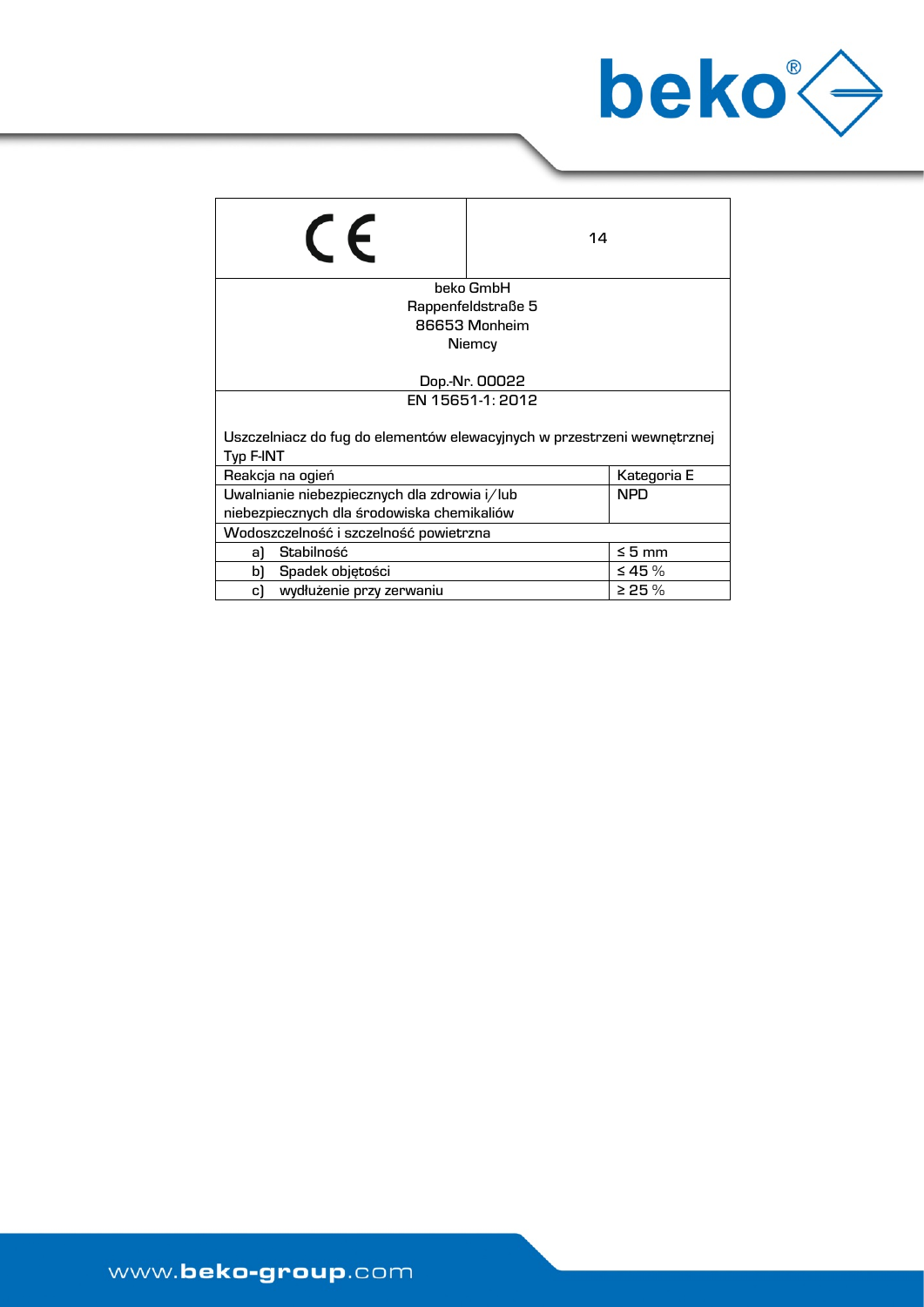| CE | 14 |
|---|---|
| beko GmbH<br>Rappenfeldstraße 5<br>86653 Monheim<br>Niemcy<br><br>Dop.-Nr. 00022 | |
| EN 15651-1: 2012<br><br>Uszczelniacz do fug do elementów elewacyjnych w przestrzeni wewnętrznej<br>Typ F-INT | |
| Reakcja na ogień | Kategoria E |
| Uwalnianie niebezpiecznych dla zdrowia i/lub niebezpiecznych dla środowiska chemikaliów | NPD |
| Wodoszczelność i szczelność powietrzna | |
| a) Stabilność | ≤ 5 mm |
| b) Spadek objętości | ≤ 45 % |
| c) wydłużenie przy zerwaniu | ≥ 25 % |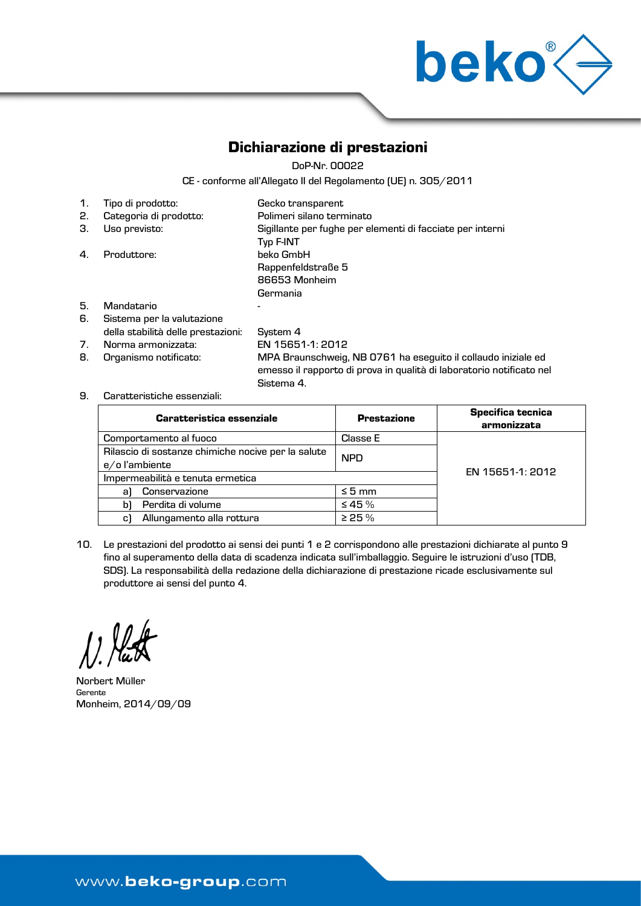# Dichiarazione di prestazioni

DoP-Nr. 00022

CE - conforme all'Allegato II del Regolamento (UE) n. 305/2011

1. Tipo di prodotto: Gecko transparent
2. Categoria di prodotto: Polimeri silano terminato
3. Uso previsto: Sigillante per fughe per elementi di facciate per interni Typ F-INT
4. Produttore: beko GmbH
   Rappenfeldstraße 5
   86653 Monheim
   Germania
5. Mandatario -
6. Sistema per la valutazione della stabilità delle prestazioni: System 4
7. Norma armonizzata: EN 15651-1: 2012
8. Organismo notificato: MPA Braunschweig, NB 0761 ha eseguito il collaudo iniziale ed emesso il rapporto di prova in qualità di laboratorio notificato nel Sistema 4.
9. Caratteristiche essenziali:

| Caratteristica essenziale | Prestazione | Specifica tecnica armonizzata |
|---|---|---|
| Comportamento al fuoco | Classe E | EN 15651-1: 2012 |
| Rilascio di sostanze chimiche nocive per la salute e/o l'ambiente | NPD | |
| Impermeabilità e tenuta ermetica | | |
| a) Conservazione | ≤ 5 mm | |
| b) Perdita di volume | ≤ 45 % | |
| c) Allungamento alla rottura | ≥ 25 % | |

10. Le prestazioni del prodotto ai sensi dei punti 1 e 2 corrispondono alle prestazioni dichiarate al punto 9 fino al superamento della data di scadenza indicata sull'imballaggio. Seguire le istruzioni d'uso (TDB, SDS). La responsabilità della redazione della dichiarazione di prestazione ricade esclusivamente sul produttore ai sensi del punto 4.

Norbert Müller
Gerente
Monheim, 2014/09/09

www.beko-group.com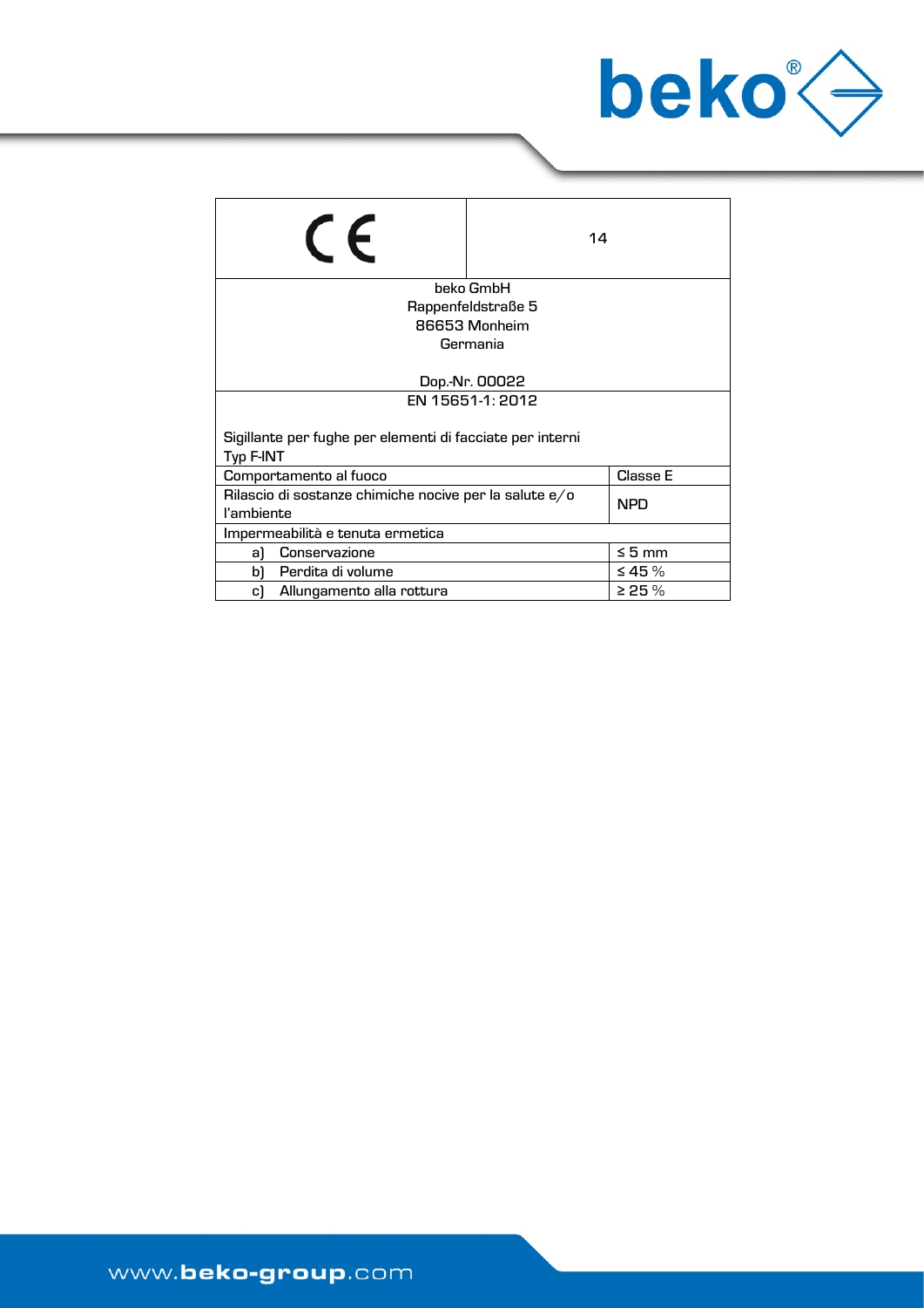| CE | 14 |
|---|---|
| beko GmbH<br>Rappenfeldstraße 5<br>86653 Monheim<br>Germania<br><br>Dop.-Nr. 00022 | |
| EN 15651-1: 2012<br><br>Sigillante per fughe per elementi di facciate per interni<br>Typ F-INT | |
| Comportamento al fuoco | Classe E |
| Rilascio di sostanze chimiche nocive per la salute e/o l'ambiente | NPD |
| Impermeabilità e tenuta ermetica | |
| a) Conservazione | ≤ 5 mm |
| b) Perdita di volume | ≤ 45 % |
| c) Allungamento alla rottura | ≥ 25 % |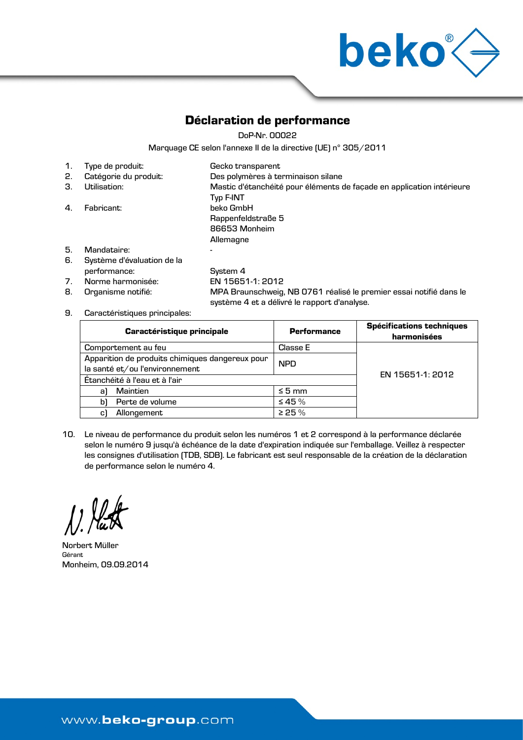# Déclaration de performance

DoP-Nr. 00022

Marquage CE selon l'annexe II de la directive (UE) n° 305/2011

1. Type de produit: Gecko transparent
2. Catégorie du produit: Des polymères à terminaison silane
3. Utilisation: Mastic d'étanchéité pour éléments de façade en application intérieure Typ F-INT
4. Fabricant: beko GmbH
   Rappenfeldstraße 5
   86653 Monheim
   Allemagne
5. Mandataire: -
6. Système d'évaluation de la performance: System 4
7. Norme harmonisée: EN 15651-1: 2012
8. Organisme notifié: MPA Braunschweig, NB 0761 réalisé le premier essai notifié dans le système 4 et a délivré le rapport d'analyse.
9. Caractéristiques principales:

| Caractéristique principale | Performance | Spécifications techniques harmonisées |
|---|---|---|
| Comportement au feu | Classe E | EN 15651-1: 2012 |
| Apparition de produits chimiques dangereux pour la santé et/ou l'environnement | NPD | |
| Étanchéité à l'eau et à l'air | | |
| a) Maintien | ≤ 5 mm | |
| b) Perte de volume | ≤ 45 % | |
| c) Allongement | ≥ 25 % | |

10. Le niveau de performance du produit selon les numéros 1 et 2 correspond à la performance déclarée selon le numéro 9 jusqu'à échéance de la date d'expiration indiquée sur l'emballage. Veillez à respecter les consignes d'utilisation (TDB, SDB). Le fabricant est seul responsable de la création de la déclaration de performance selon le numéro 4.

Norbert Müller
Gérant
Monheim, 09.09.2014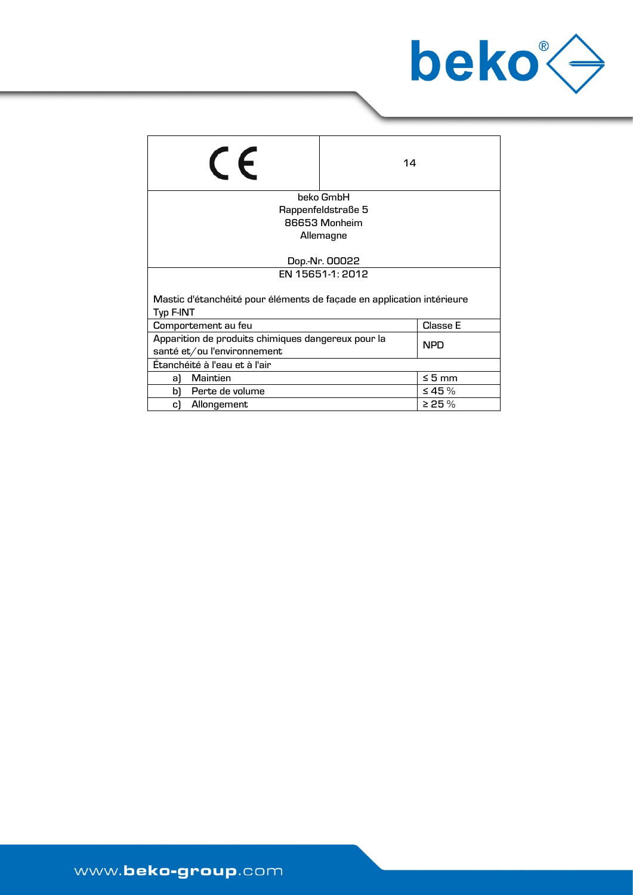| | |
|---|---|
| CE | 14 |
| beko GmbH<br>Rappenfeldstraße 5<br>86653 Monheim<br>Allemagne<br><br>Dop.-Nr. 00022 | |
| EN 15651-1: 2012<br><br>Mastic d'étanchéité pour éléments de façade en application intérieure<br>Typ F-INT | |
| Comportement au feu | Classe E |
| Apparition de produits chimiques dangereux pour la santé et/ou l'environnement | NPD |
| Étanchéité à l'eau et à l'air | |
| a) Maintien | ≤ 5 mm |
| b) Perte de volume | ≤ 45 % |
| c) Allongement | ≥ 25 % |

www.beko-group.com